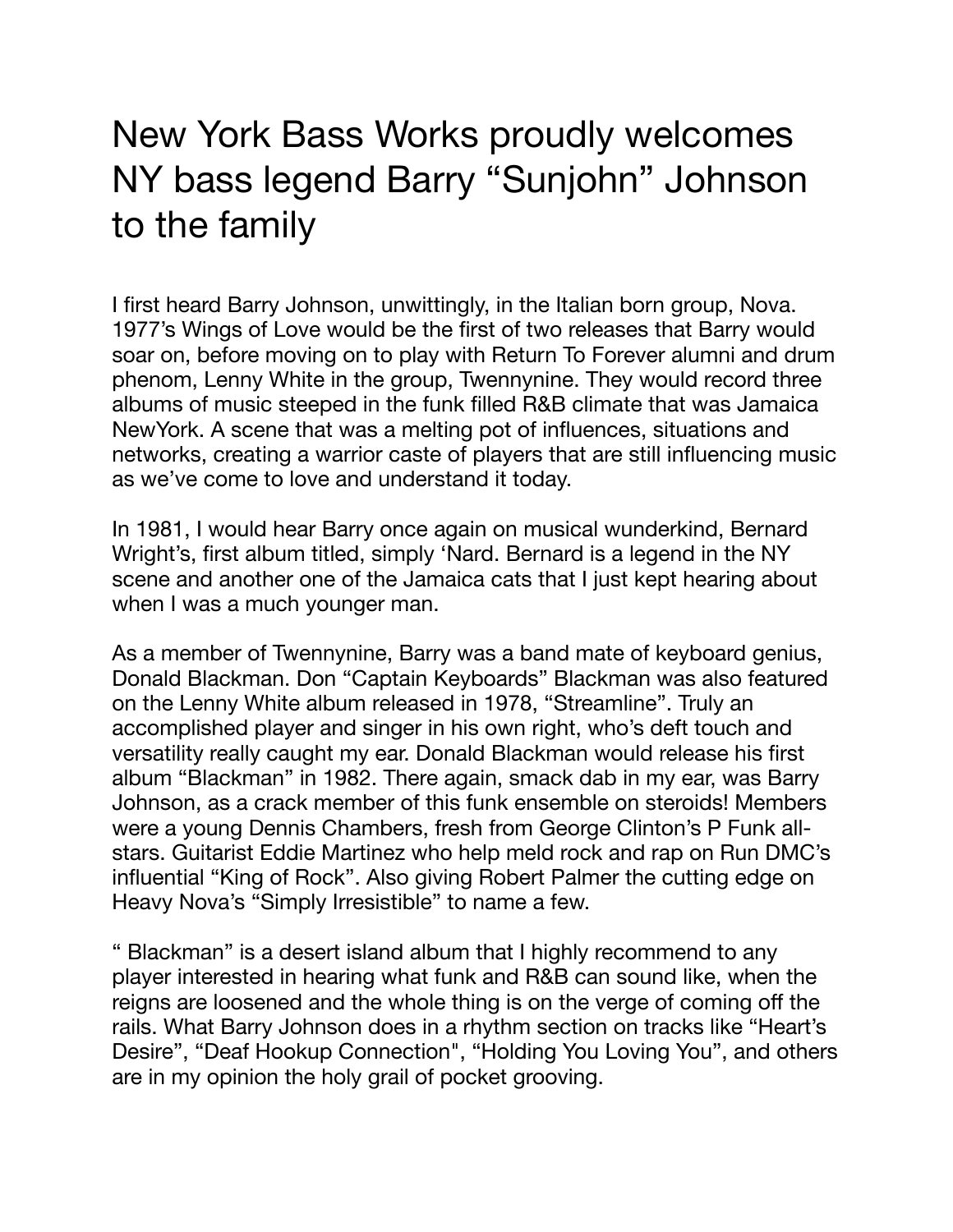# New York Bass Works proudly welcomes NY bass legend Barry "Sunjohn" Johnson to the family

I first heard Barry Johnson, unwittingly, in the Italian born group, Nova. 1977's Wings of Love would be the first of two releases that Barry would soar on, before moving on to play with Return To Forever alumni and drum phenom, Lenny White in the group, Twennynine. They would record three albums of music steeped in the funk filled R&B climate that was Jamaica NewYork. A scene that was a melting pot of influences, situations and networks, creating a warrior caste of players that are still influencing music as we've come to love and understand it today.

In 1981, I would hear Barry once again on musical wunderkind, Bernard Wright's, first album titled, simply 'Nard. Bernard is a legend in the NY scene and another one of the Jamaica cats that I just kept hearing about when I was a much younger man.

As a member of Twennynine, Barry was a band mate of keyboard genius, Donald Blackman. Don "Captain Keyboards" Blackman was also featured on the Lenny White album released in 1978, "Streamline". Truly an accomplished player and singer in his own right, who's deft touch and versatility really caught my ear. Donald Blackman would release his first album "Blackman" in 1982. There again, smack dab in my ear, was Barry Johnson, as a crack member of this funk ensemble on steroids! Members were a young Dennis Chambers, fresh from George Clinton's P Funk all-stars. Guitarist Eddie Martinez who help meld rock and rap on Run DMC's influential "King of Rock". Also giving Robert Palmer the cutting edge on Heavy Nova's "Simply Irresistible" to name a few.

" Blackman" is a desert island album that I highly recommend to any player interested in hearing what funk and R&B can sound like, when the reigns are loosened and the whole thing is on the verge of coming off the rails. What Barry Johnson does in a rhythm section on tracks like "Heart's Desire", "Deaf Hookup Connection", "Holding You Loving You", and others are in my opinion the holy grail of pocket grooving.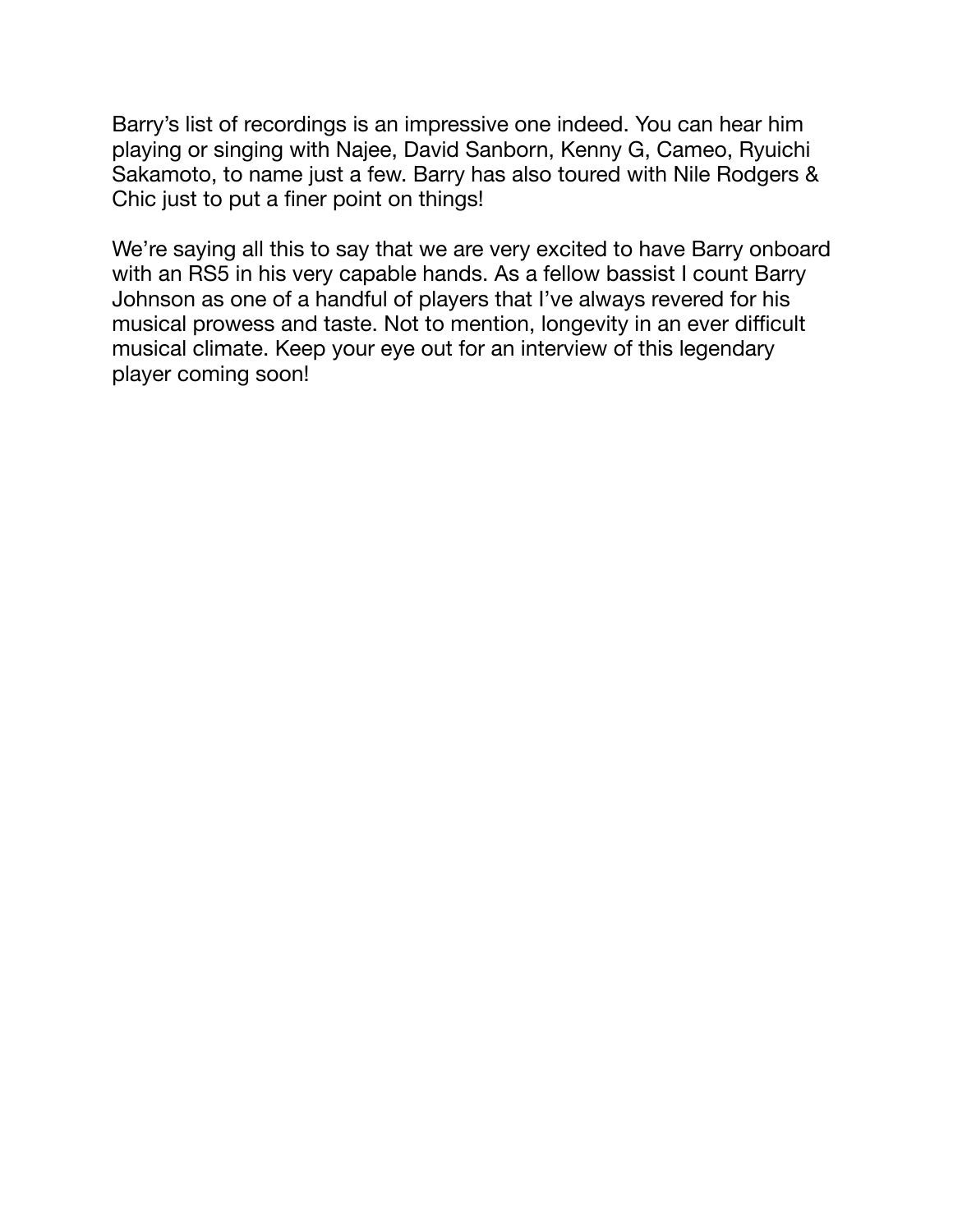Barry's list of recordings is an impressive one indeed. You can hear him playing or singing with Najee, David Sanborn, Kenny G, Cameo, Ryuichi Sakamoto, to name just a few. Barry has also toured with Nile Rodgers & Chic just to put a finer point on things!

We're saying all this to say that we are very excited to have Barry onboard with an RS5 in his very capable hands. As a fellow bassist I count Barry Johnson as one of a handful of players that I've always revered for his musical prowess and taste. Not to mention, longevity in an ever difficult musical climate. Keep your eye out for an interview of this legendary player coming soon!